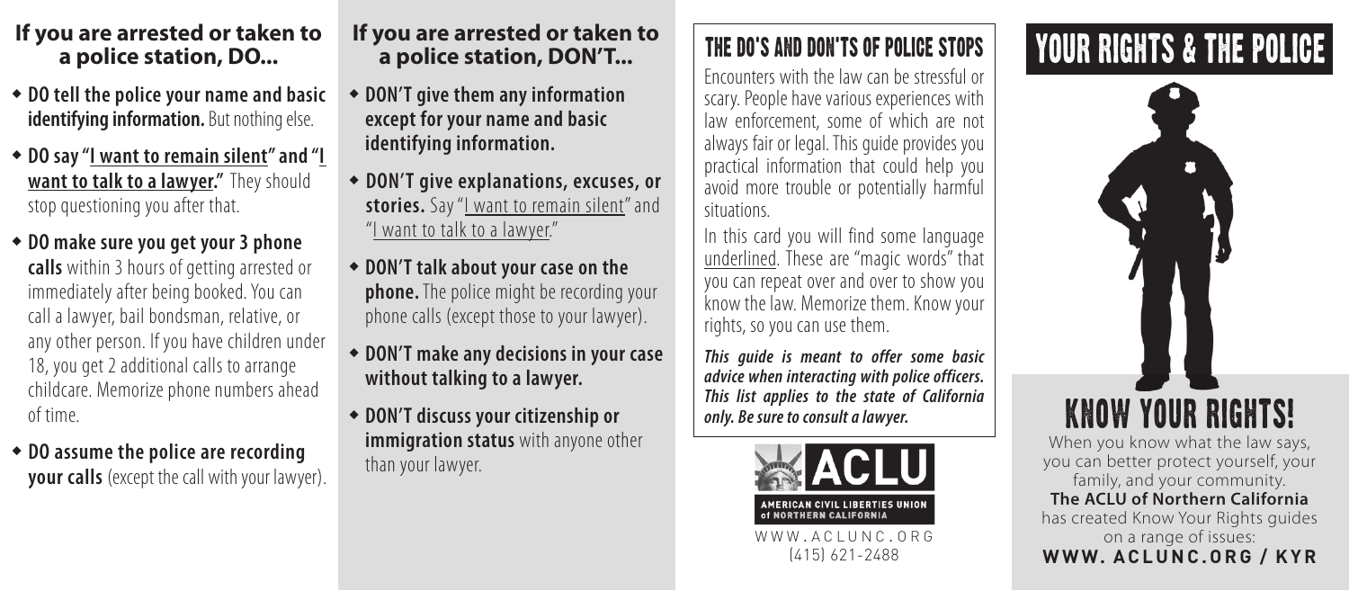## If you are arrested or taken to a police station, DO...

- **DO tell the police your name and basic identifying information.** But nothing else.
- **DO say "<u>I want to remain silent</u>" and "<u>I want to talk to a lawyer</u>."** They should stop questioning you after that.
- **DO make sure you get your 3 phone calls** within 3 hours of getting arrested or immediately after being booked. You can call a lawyer, bail bondsman, relative, or any other person. If you have children under 18, you get 2 additional calls to arrange childcare. Memorize phone numbers ahead of time.
- **DO assume the police are recording your calls** (except the call with your lawyer).

## If you are arrested or taken to a police station, DON'T...

- **DON'T give them any information except for your name and basic identifying information.**
- **DON'T give explanations, excuses, or stories.** Say "<u>I want to remain silent</u>" and "<u>I want to talk to a lawyer</u>."
- **DON'T talk about your case on the phone.** The police might be recording your phone calls (except those to your lawyer).
- **DON'T make any decisions in your case without talking to a lawyer.**
- **DON'T discuss your citizenship or immigration status** with anyone other than your lawyer.

## THE DO'S AND DON'TS OF POLICE STOPS

Encounters with the law can be stressful or scary. People have various experiences with law enforcement, some of which are not always fair or legal. This guide provides you practical information that could help you avoid more trouble or potentially harmful situations.

In this card you will find some language <u>underlined</u>. These are "magic words" that you can repeat over and over to show you know the law. Memorize them. Know your rights, so you can use them.

***This guide is meant to offer some basic advice when interacting with police officers. This list applies to the state of California only. Be sure to consult a lawyer.***

ACLU

AMERICAN CIVIL LIBERTIES UNION of NORTHERN CALIFORNIA

WWW.ACLUNC.ORG
(415) 621-2488

# YOUR RIGHTS & THE POLICE

## KNOW YOUR RIGHTS!

When you know what the law says, you can better protect yourself, your family, and your community.
**The ACLU of Northern California** has created Know Your Rights guides on a range of issues:
**WWW.ACLUNC.ORG/KYR**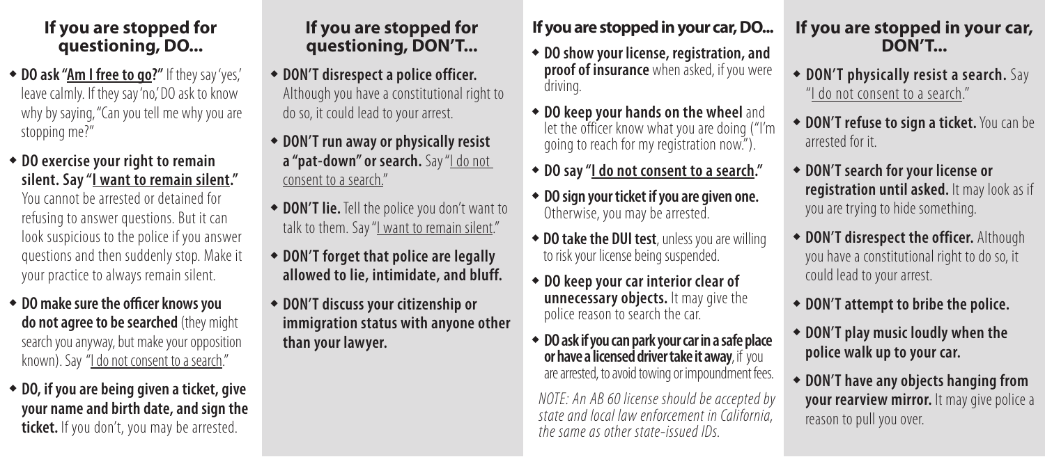## If you are stopped for questioning, DO...

- **DO ask "Am I free to go?"** If they say 'yes,' leave calmly. If they say 'no,' DO ask to know why by saying, "Can you tell me why you are stopping me?"
- **DO exercise your right to remain silent. Say "I want to remain silent."** You cannot be arrested or detained for refusing to answer questions. But it can look suspicious to the police if you answer questions and then suddenly stop. Make it your practice to always remain silent.
- **DO make sure the officer knows you do not agree to be searched** (they might search you anyway, but make your opposition known). Say "I do not consent to a search."
- **DO, if you are being given a ticket, give your name and birth date, and sign the ticket.** If you don't, you may be arrested.

## If you are stopped for questioning, DON'T...

- **DON'T disrespect a police officer.** Although you have a constitutional right to do so, it could lead to your arrest.
- **DON'T run away or physically resist a "pat-down" or search.** Say "I do not consent to a search."
- **DON'T lie.** Tell the police you don't want to talk to them. Say "I want to remain silent."
- **DON'T forget that police are legally allowed to lie, intimidate, and bluff.**
- **DON'T discuss your citizenship or immigration status with anyone other than your lawyer.**

## If you are stopped in your car, DO...

- **DO show your license, registration, and proof of insurance** when asked, if you were driving.
- **DO keep your hands on the wheel** and let the officer know what you are doing ("I'm going to reach for my registration now.").
- **DO say "I do not consent to a search."**
- **DO sign your ticket if you are given one.** Otherwise, you may be arrested.
- **DO take the DUI test**, unless you are willing to risk your license being suspended.
- **DO keep your car interior clear of unnecessary objects.** It may give the police reason to search the car.
- **DO ask if you can park your car in a safe place or have a licensed driver take it away**, if you are arrested, to avoid towing or impoundment fees.

*NOTE: An AB 60 license should be accepted by state and local law enforcement in California, the same as other state-issued IDs.*

## If you are stopped in your car, DON'T...

- **DON'T physically resist a search.** Say "I do not consent to a search."
- **DON'T refuse to sign a ticket.** You can be arrested for it.
- **DON'T search for your license or registration until asked.** It may look as if you are trying to hide something.
- **DON'T disrespect the officer.** Although you have a constitutional right to do so, it could lead to your arrest.
- **DON'T attempt to bribe the police.**
- **DON'T play music loudly when the police walk up to your car.**
- **DON'T have any objects hanging from your rearview mirror.** It may give police a reason to pull you over.